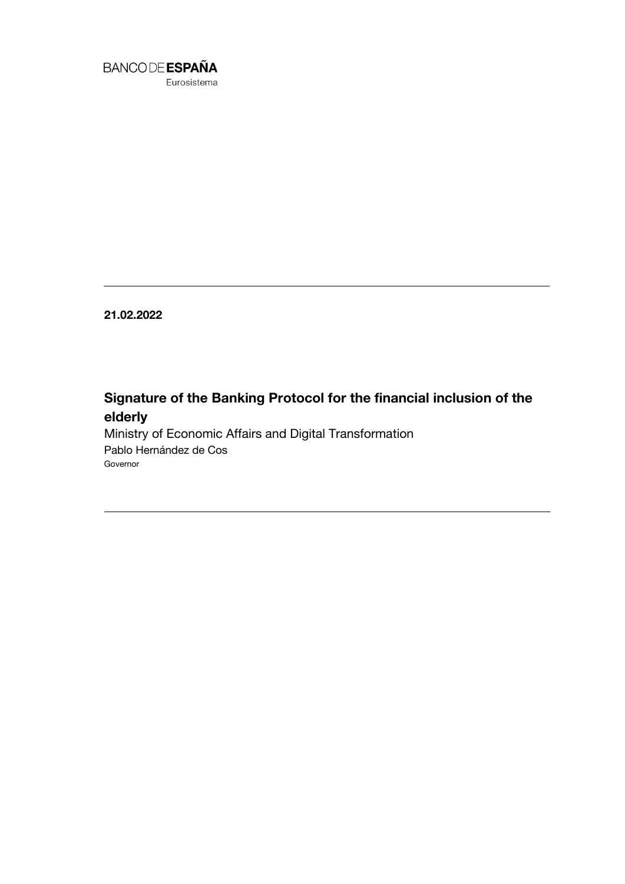BANCO DE **ESPAÑA**
Eurosistema

**21.02.2022**

# Signature of the Banking Protocol for the financial inclusion of the elderly

Ministry of Economic Affairs and Digital Transformation

Pablo Hernández de Cos

Governor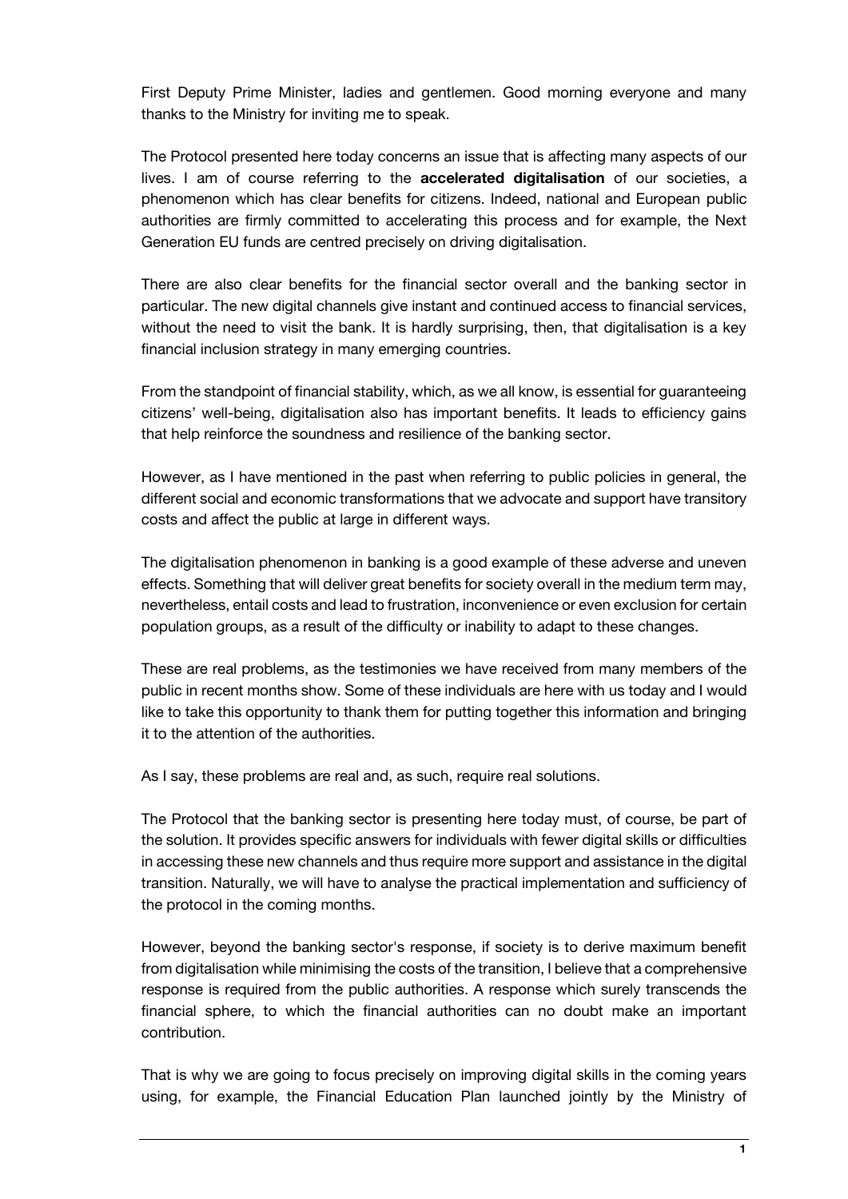First Deputy Prime Minister, ladies and gentlemen. Good morning everyone and many thanks to the Ministry for inviting me to speak.

The Protocol presented here today concerns an issue that is affecting many aspects of our lives. I am of course referring to the **accelerated digitalisation** of our societies, a phenomenon which has clear benefits for citizens. Indeed, national and European public authorities are firmly committed to accelerating this process and for example, the Next Generation EU funds are centred precisely on driving digitalisation.

There are also clear benefits for the financial sector overall and the banking sector in particular. The new digital channels give instant and continued access to financial services, without the need to visit the bank. It is hardly surprising, then, that digitalisation is a key financial inclusion strategy in many emerging countries.

From the standpoint of financial stability, which, as we all know, is essential for guaranteeing citizens' well-being, digitalisation also has important benefits. It leads to efficiency gains that help reinforce the soundness and resilience of the banking sector.

However, as I have mentioned in the past when referring to public policies in general, the different social and economic transformations that we advocate and support have transitory costs and affect the public at large in different ways.

The digitalisation phenomenon in banking is a good example of these adverse and uneven effects. Something that will deliver great benefits for society overall in the medium term may, nevertheless, entail costs and lead to frustration, inconvenience or even exclusion for certain population groups, as a result of the difficulty or inability to adapt to these changes.

These are real problems, as the testimonies we have received from many members of the public in recent months show. Some of these individuals are here with us today and I would like to take this opportunity to thank them for putting together this information and bringing it to the attention of the authorities.

As I say, these problems are real and, as such, require real solutions.

The Protocol that the banking sector is presenting here today must, of course, be part of the solution. It provides specific answers for individuals with fewer digital skills or difficulties in accessing these new channels and thus require more support and assistance in the digital transition. Naturally, we will have to analyse the practical implementation and sufficiency of the protocol in the coming months.

However, beyond the banking sector's response, if society is to derive maximum benefit from digitalisation while minimising the costs of the transition, I believe that a comprehensive response is required from the public authorities. A response which surely transcends the financial sphere, to which the financial authorities can no doubt make an important contribution.

That is why we are going to focus precisely on improving digital skills in the coming years using, for example, the Financial Education Plan launched jointly by the Ministry of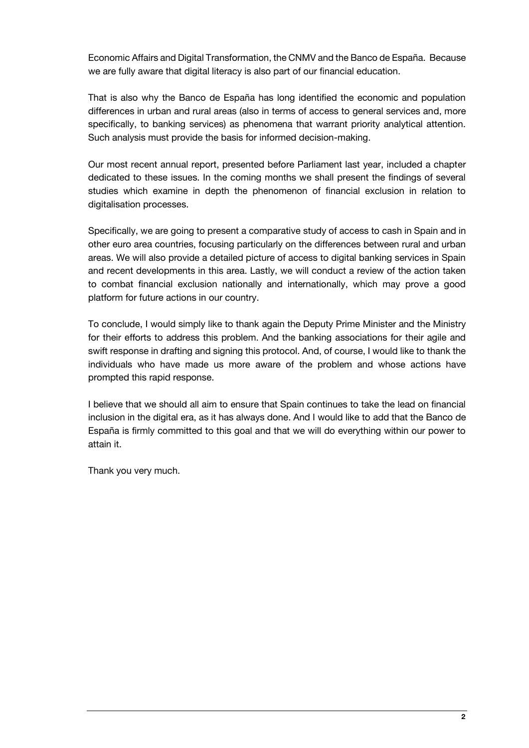Economic Affairs and Digital Transformation, the CNMV and the Banco de España. Because we are fully aware that digital literacy is also part of our financial education.

That is also why the Banco de España has long identified the economic and population differences in urban and rural areas (also in terms of access to general services and, more specifically, to banking services) as phenomena that warrant priority analytical attention. Such analysis must provide the basis for informed decision-making.

Our most recent annual report, presented before Parliament last year, included a chapter dedicated to these issues. In the coming months we shall present the findings of several studies which examine in depth the phenomenon of financial exclusion in relation to digitalisation processes.

Specifically, we are going to present a comparative study of access to cash in Spain and in other euro area countries, focusing particularly on the differences between rural and urban areas. We will also provide a detailed picture of access to digital banking services in Spain and recent developments in this area. Lastly, we will conduct a review of the action taken to combat financial exclusion nationally and internationally, which may prove a good platform for future actions in our country.

To conclude, I would simply like to thank again the Deputy Prime Minister and the Ministry for their efforts to address this problem. And the banking associations for their agile and swift response in drafting and signing this protocol. And, of course, I would like to thank the individuals who have made us more aware of the problem and whose actions have prompted this rapid response.

I believe that we should all aim to ensure that Spain continues to take the lead on financial inclusion in the digital era, as it has always done. And I would like to add that the Banco de España is firmly committed to this goal and that we will do everything within our power to attain it.

Thank you very much.